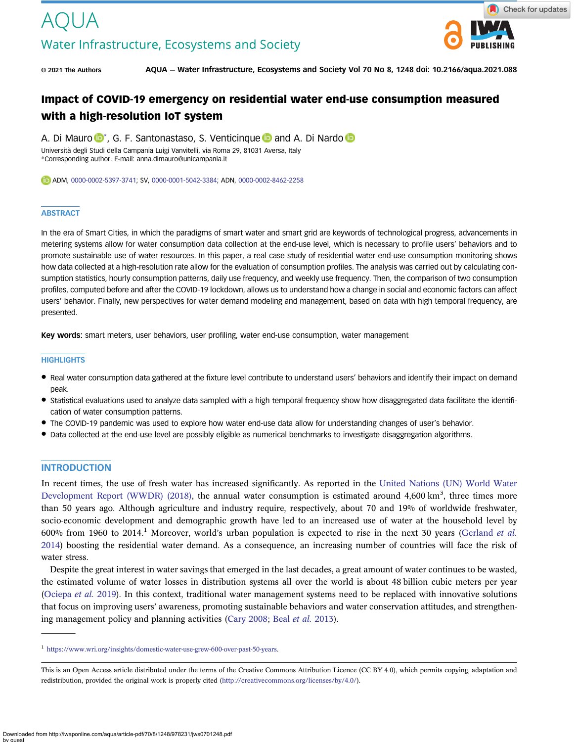# Impact of COVID-19 emergency on residential water end-use consumption measured with a high-resolution IoT system

A. Di Mauro*, G. F. Santonastaso, S. Venticinque and A. Di Nardo

Università degli Studi della Campania Luigi Vanvitelli, via Roma 29, 81031 Aversa, Italy
*Corresponding author. E-mail: anna.dimauro@unicampania.it

ADM, 0000-0002-5397-3741; SV, 0000-0001-5042-3384; ADN, 0000-0002-8462-2258

## ABSTRACT

In the era of Smart Cities, in which the paradigms of smart water and smart grid are keywords of technological progress, advancements in metering systems allow for water consumption data collection at the end-use level, which is necessary to profile users' behaviors and to promote sustainable use of water resources. In this paper, a real case study of residential water end-use consumption monitoring shows how data collected at a high-resolution rate allow for the evaluation of consumption profiles. The analysis was carried out by calculating consumption statistics, hourly consumption patterns, daily use frequency, and weekly use frequency. Then, the comparison of two consumption profiles, computed before and after the COVID-19 lockdown, allows us to understand how a change in social and economic factors can affect users' behavior. Finally, new perspectives for water demand modeling and management, based on data with high temporal frequency, are presented.

**Key words:** smart meters, user behaviors, user profiling, water end-use consumption, water management

## HIGHLIGHTS

- Real water consumption data gathered at the fixture level contribute to understand users' behaviors and identify their impact on demand peak.
- Statistical evaluations used to analyze data sampled with a high temporal frequency show how disaggregated data facilitate the identification of water consumption patterns.
- The COVID-19 pandemic was used to explore how water end-use data allow for understanding changes of user's behavior.
- Data collected at the end-use level are possibly eligible as numerical benchmarks to investigate disaggregation algorithms.

## INTRODUCTION

In recent times, the use of fresh water has increased significantly. As reported in the United Nations (UN) World Water Development Report (WWDR) (2018), the annual water consumption is estimated around 4,600 $km^3$, three times more than 50 years ago. Although agriculture and industry require, respectively, about 70 and 19% of worldwide freshwater, socio-economic development and demographic growth have led to an increased use of water at the household level by 600% from 1960 to 2014.[1] Moreover, world's urban population is expected to rise in the next 30 years (Gerland *et al.* 2014) boosting the residential water demand. As a consequence, an increasing number of countries will face the risk of water stress.

Despite the great interest in water savings that emerged in the last decades, a great amount of water continues to be wasted, the estimated volume of water losses in distribution systems all over the world is about 48 billion cubic meters per year (Ociepa *et al.* 2019). In this context, traditional water management systems need to be replaced with innovative solutions that focus on improving users' awareness, promoting sustainable behaviors and water conservation attitudes, and strengthening management policy and planning activities (Cary 2008; Beal *et al.* 2013).

[1] https://www.wri.org/insights/domestic-water-use-grew-600-over-past-50-years.

This is an Open Access article distributed under the terms of the Creative Commons Attribution Licence (CC BY 4.0), which permits copying, adaptation and redistribution, provided the original work is properly cited (http://creativecommons.org/licenses/by/4.0/).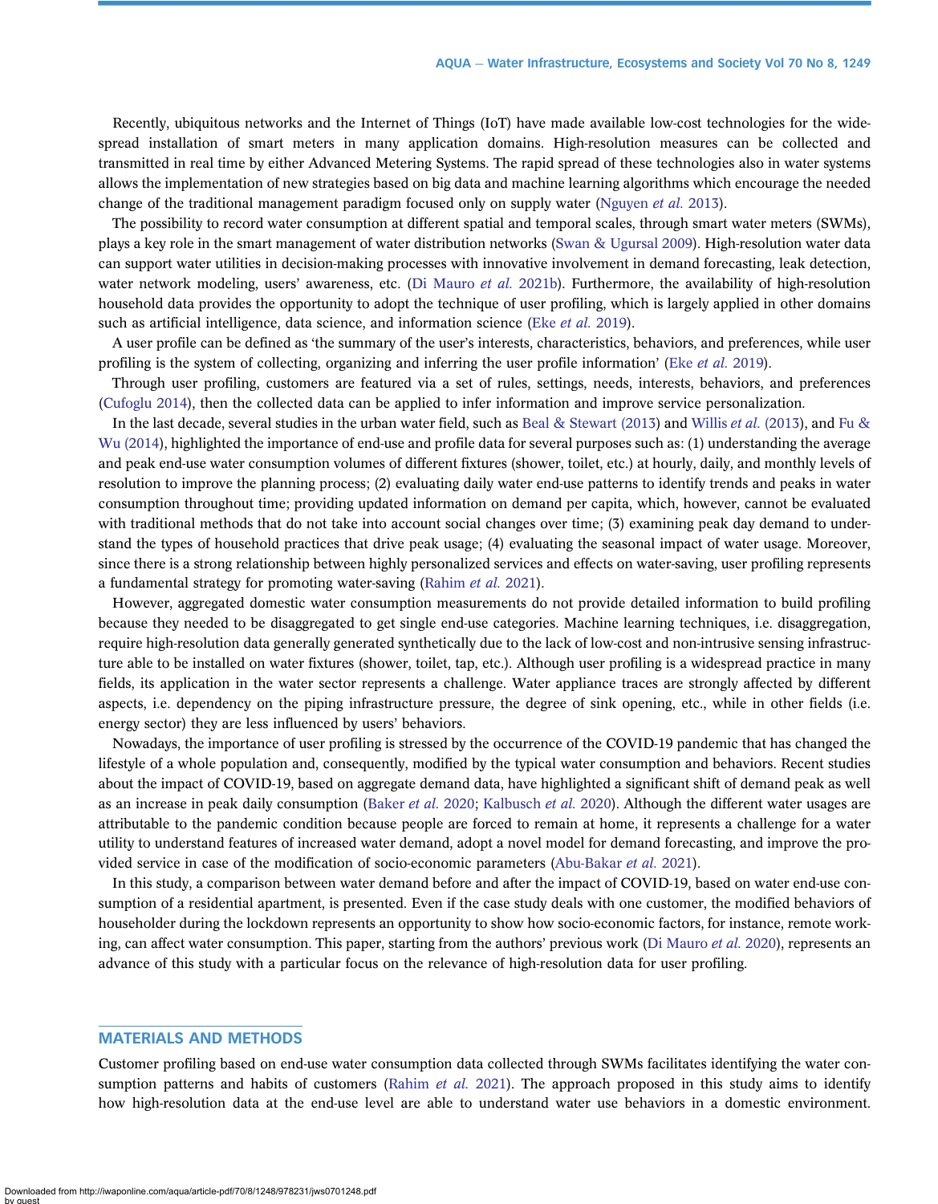Recently, ubiquitous networks and the Internet of Things (IoT) have made available low-cost technologies for the widespread installation of smart meters in many application domains. High-resolution measures can be collected and transmitted in real time by either Advanced Metering Systems. The rapid spread of these technologies also in water systems allows the implementation of new strategies based on big data and machine learning algorithms which encourage the needed change of the traditional management paradigm focused only on supply water (Nguyen *et al.* 2013).

The possibility to record water consumption at different spatial and temporal scales, through smart water meters (SWMs), plays a key role in the smart management of water distribution networks (Swan & Ugursal 2009). High-resolution water data can support water utilities in decision-making processes with innovative involvement in demand forecasting, leak detection, water network modeling, users' awareness, etc. (Di Mauro *et al.* 2021b). Furthermore, the availability of high-resolution household data provides the opportunity to adopt the technique of user profiling, which is largely applied in other domains such as artificial intelligence, data science, and information science (Eke *et al.* 2019).

A user profile can be defined as 'the summary of the user's interests, characteristics, behaviors, and preferences, while user profiling is the system of collecting, organizing and inferring the user profile information' (Eke *et al.* 2019).

Through user profiling, customers are featured via a set of rules, settings, needs, interests, behaviors, and preferences (Cufoglu 2014), then the collected data can be applied to infer information and improve service personalization.

In the last decade, several studies in the urban water field, such as Beal & Stewart (2013) and Willis *et al.* (2013), and Fu & Wu (2014), highlighted the importance of end-use and profile data for several purposes such as: (1) understanding the average and peak end-use water consumption volumes of different fixtures (shower, toilet, etc.) at hourly, daily, and monthly levels of resolution to improve the planning process; (2) evaluating daily water end-use patterns to identify trends and peaks in water consumption throughout time; providing updated information on demand per capita, which, however, cannot be evaluated with traditional methods that do not take into account social changes over time; (3) examining peak day demand to understand the types of household practices that drive peak usage; (4) evaluating the seasonal impact of water usage. Moreover, since there is a strong relationship between highly personalized services and effects on water-saving, user profiling represents a fundamental strategy for promoting water-saving (Rahim *et al.* 2021).

However, aggregated domestic water consumption measurements do not provide detailed information to build profiling because they needed to be disaggregated to get single end-use categories. Machine learning techniques, i.e. disaggregation, require high-resolution data generally generated synthetically due to the lack of low-cost and non-intrusive sensing infrastructure able to be installed on water fixtures (shower, toilet, tap, etc.). Although user profiling is a widespread practice in many fields, its application in the water sector represents a challenge. Water appliance traces are strongly affected by different aspects, i.e. dependency on the piping infrastructure pressure, the degree of sink opening, etc., while in other fields (i.e. energy sector) they are less influenced by users' behaviors.

Nowadays, the importance of user profiling is stressed by the occurrence of the COVID-19 pandemic that has changed the lifestyle of a whole population and, consequently, modified by the typical water consumption and behaviors. Recent studies about the impact of COVID-19, based on aggregate demand data, have highlighted a significant shift of demand peak as well as an increase in peak daily consumption (Baker *et al.* 2020; Kalbusch *et al.* 2020). Although the different water usages are attributable to the pandemic condition because people are forced to remain at home, it represents a challenge for a water utility to understand features of increased water demand, adopt a novel model for demand forecasting, and improve the provided service in case of the modification of socio-economic parameters (Abu-Bakar *et al.* 2021).

In this study, a comparison between water demand before and after the impact of COVID-19, based on water end-use consumption of a residential apartment, is presented. Even if the case study deals with one customer, the modified behaviors of householder during the lockdown represents an opportunity to show how socio-economic factors, for instance, remote working, can affect water consumption. This paper, starting from the authors' previous work (Di Mauro *et al.* 2020), represents an advance of this study with a particular focus on the relevance of high-resolution data for user profiling.

## MATERIALS AND METHODS

Customer profiling based on end-use water consumption data collected through SWMs facilitates identifying the water consumption patterns and habits of customers (Rahim *et al.* 2021). The approach proposed in this study aims to identify how high-resolution data at the end-use level are able to understand water use behaviors in a domestic environment.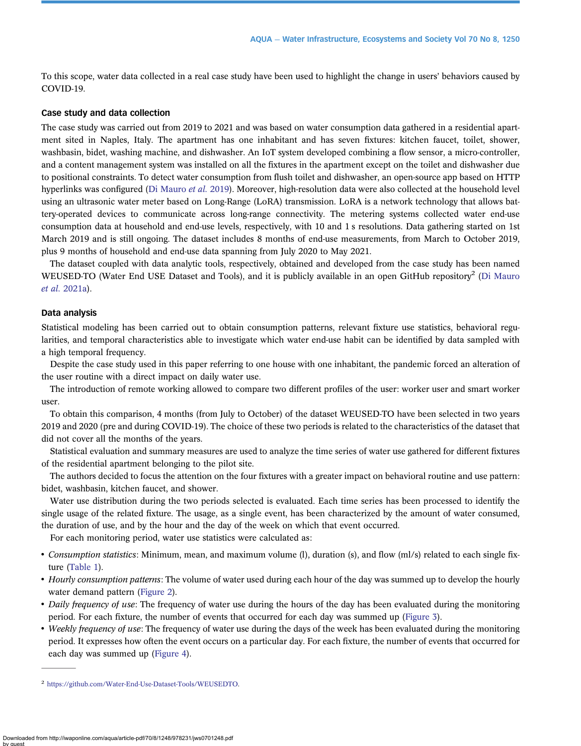To this scope, water data collected in a real case study have been used to highlight the change in users' behaviors caused by COVID-19.

### Case study and data collection

The case study was carried out from 2019 to 2021 and was based on water consumption data gathered in a residential apartment sited in Naples, Italy. The apartment has one inhabitant and has seven fixtures: kitchen faucet, toilet, shower, washbasin, bidet, washing machine, and dishwasher. An IoT system developed combining a flow sensor, a micro-controller, and a content management system was installed on all the fixtures in the apartment except on the toilet and dishwasher due to positional constraints. To detect water consumption from flush toilet and dishwasher, an open-source app based on HTTP hyperlinks was configured (Di Mauro *et al.* 2019). Moreover, high-resolution data were also collected at the household level using an ultrasonic water meter based on Long-Range (LoRA) transmission. LoRA is a network technology that allows battery-operated devices to communicate across long-range connectivity. The metering systems collected water end-use consumption data at household and end-use levels, respectively, with 10 and 1 s resolutions. Data gathering started on 1st March 2019 and is still ongoing. The dataset includes 8 months of end-use measurements, from March to October 2019, plus 9 months of household and end-use data spanning from July 2020 to May 2021.

The dataset coupled with data analytic tools, respectively, obtained and developed from the case study has been named WEUSED-TO (Water End USE Dataset and Tools), and it is publicly available in an open GitHub repository[2] (Di Mauro *et al.* 2021a).

### Data analysis

Statistical modeling has been carried out to obtain consumption patterns, relevant fixture use statistics, behavioral regularities, and temporal characteristics able to investigate which water end-use habit can be identified by data sampled with a high temporal frequency.

Despite the case study used in this paper referring to one house with one inhabitant, the pandemic forced an alteration of the user routine with a direct impact on daily water use.

The introduction of remote working allowed to compare two different profiles of the user: worker user and smart worker user.

To obtain this comparison, 4 months (from July to October) of the dataset WEUSED-TO have been selected in two years 2019 and 2020 (pre and during COVID-19). The choice of these two periods is related to the characteristics of the dataset that did not cover all the months of the years.

Statistical evaluation and summary measures are used to analyze the time series of water use gathered for different fixtures of the residential apartment belonging to the pilot site.

The authors decided to focus the attention on the four fixtures with a greater impact on behavioral routine and use pattern: bidet, washbasin, kitchen faucet, and shower.

Water use distribution during the two periods selected is evaluated. Each time series has been processed to identify the single usage of the related fixture. The usage, as a single event, has been characterized by the amount of water consumed, the duration of use, and by the hour and the day of the week on which that event occurred.

For each monitoring period, water use statistics were calculated as:

- *Consumption statistics*: Minimum, mean, and maximum volume (l), duration (s), and flow (ml/s) related to each single fixture (Table 1).
- *Hourly consumption patterns*: The volume of water used during each hour of the day was summed up to develop the hourly water demand pattern (Figure 2).
- *Daily frequency of use*: The frequency of water use during the hours of the day has been evaluated during the monitoring period. For each fixture, the number of events that occurred for each day was summed up (Figure 3).
- *Weekly frequency of use*: The frequency of water use during the days of the week has been evaluated during the monitoring period. It expresses how often the event occurs on a particular day. For each fixture, the number of events that occurred for each day was summed up (Figure 4).

---

[2] https://github.com/Water-End-Use-Dataset-Tools/WEUSEDTO.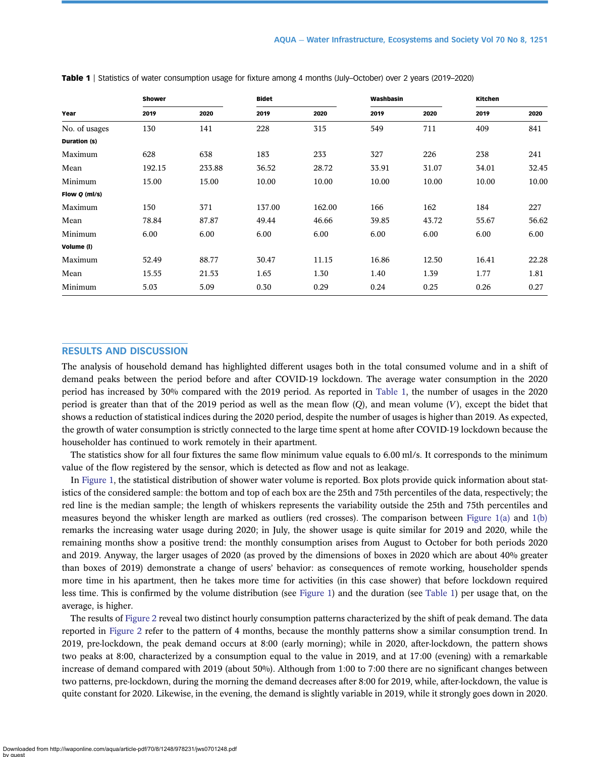**Table 1** | Statistics of water consumption usage for fixture among 4 months (July–October) over 2 years (2019–2020)

| | Shower | | Bidet | | Washbasin | | Kitchen | |
|---|---|---|---|---|---|---|---|---|
| **Year** | **2019** | **2020** | **2019** | **2020** | **2019** | **2020** | **2019** | **2020** |
| No. of usages | 130 | 141 | 228 | 315 | 549 | 711 | 409 | 841 |
| **Duration (s)** | | | | | | | | |
| Maximum | 628 | 638 | 183 | 233 | 327 | 226 | 238 | 241 |
| Mean | 192.15 | 233.88 | 36.52 | 28.72 | 33.91 | 31.07 | 34.01 | 32.45 |
| Minimum | 15.00 | 15.00 | 10.00 | 10.00 | 10.00 | 10.00 | 10.00 | 10.00 |
| **Flow $Q$ (ml/s)** | | | | | | | | |
| Maximum | 150 | 371 | 137.00 | 162.00 | 166 | 162 | 184 | 227 |
| Mean | 78.84 | 87.87 | 49.44 | 46.66 | 39.85 | 43.72 | 55.67 | 56.62 |
| Minimum | 6.00 | 6.00 | 6.00 | 6.00 | 6.00 | 6.00 | 6.00 | 6.00 |
| **Volume (l)** | | | | | | | | |
| Maximum | 52.49 | 88.77 | 30.47 | 11.15 | 16.86 | 12.50 | 16.41 | 22.28 |
| Mean | 15.55 | 21.53 | 1.65 | 1.30 | 1.40 | 1.39 | 1.77 | 1.81 |
| Minimum | 5.03 | 5.09 | 0.30 | 0.29 | 0.24 | 0.25 | 0.26 | 0.27 |

## RESULTS AND DISCUSSION

The analysis of household demand has highlighted different usages both in the total consumed volume and in a shift of demand peaks between the period before and after COVID-19 lockdown. The average water consumption in the 2020 period has increased by 30% compared with the 2019 period. As reported in Table 1, the number of usages in the 2020 period is greater than that of the 2019 period as well as the mean flow ($Q$), and mean volume ($V$), except the bidet that shows a reduction of statistical indices during the 2020 period, despite the number of usages is higher than 2019. As expected, the growth of water consumption is strictly connected to the large time spent at home after COVID-19 lockdown because the householder has continued to work remotely in their apartment.

The statistics show for all four fixtures the same flow minimum value equals to 6.00 ml/s. It corresponds to the minimum value of the flow registered by the sensor, which is detected as flow and not as leakage.

In Figure 1, the statistical distribution of shower water volume is reported. Box plots provide quick information about statistics of the considered sample: the bottom and top of each box are the 25th and 75th percentiles of the data, respectively; the red line is the median sample; the length of whiskers represents the variability outside the 25th and 75th percentiles and measures beyond the whisker length are marked as outliers (red crosses). The comparison between Figure 1(a) and 1(b) remarks the increasing water usage during 2020; in July, the shower usage is quite similar for 2019 and 2020, while the remaining months show a positive trend: the monthly consumption arises from August to October for both periods 2020 and 2019. Anyway, the larger usages of 2020 (as proved by the dimensions of boxes in 2020 which are about 40% greater than boxes of 2019) demonstrate a change of users' behavior: as consequences of remote working, householder spends more time in his apartment, then he takes more time for activities (in this case shower) that before lockdown required less time. This is confirmed by the volume distribution (see Figure 1) and the duration (see Table 1) per usage that, on the average, is higher.

The results of Figure 2 reveal two distinct hourly consumption patterns characterized by the shift of peak demand. The data reported in Figure 2 refer to the pattern of 4 months, because the monthly patterns show a similar consumption trend. In 2019, pre-lockdown, the peak demand occurs at 8:00 (early morning); while in 2020, after-lockdown, the pattern shows two peaks at 8:00, characterized by a consumption equal to the value in 2019, and at 17:00 (evening) with a remarkable increase of demand compared with 2019 (about 50%). Although from 1:00 to 7:00 there are no significant changes between two patterns, pre-lockdown, during the morning the demand decreases after 8:00 for 2019, while, after-lockdown, the value is quite constant for 2020. Likewise, in the evening, the demand is slightly variable in 2019, while it strongly goes down in 2020.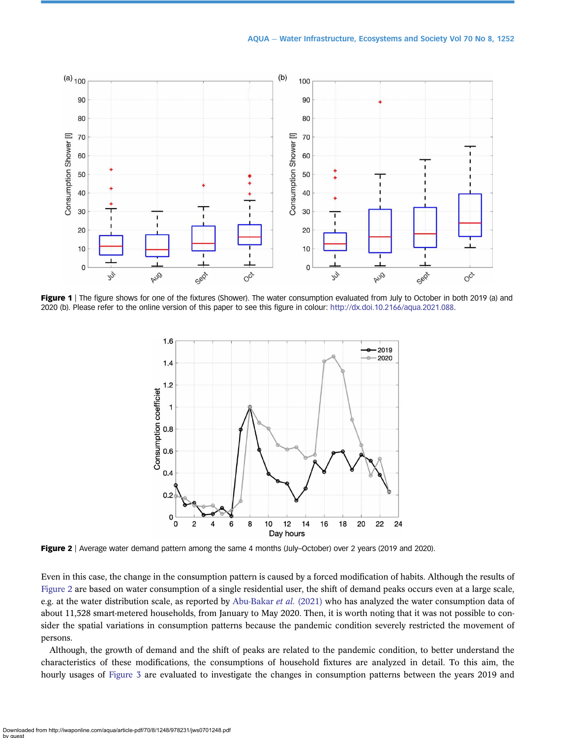**Figure 1** | The figure shows for one of the fixtures (Shower). The water consumption evaluated from July to October in both 2019 (a) and 2020 (b). Please refer to the online version of this paper to see this figure in colour: http://dx.doi.org/10.2166/aqua.2021.088.

**Figure 2** | Average water demand pattern among the same 4 months (July–October) over 2 years (2019 and 2020).

Even in this case, the change in the consumption pattern is caused by a forced modification of habits. Although the results of Figure 2 are based on water consumption of a single residential user, the shift of demand peaks occurs even at a large scale, e.g. at the water distribution scale, as reported by Abu-Bakar *et al.* (2021) who has analyzed the water consumption data of about 11,528 smart-metered households, from January to May 2020. Then, it is worth noting that it was not possible to consider the spatial variations in consumption patterns because the pandemic condition severely restricted the movement of persons.

Although, the growth of demand and the shift of peaks are related to the pandemic condition, to better understand the characteristics of these modifications, the consumptions of household fixtures are analyzed in detail. To this aim, the hourly usages of Figure 3 are evaluated to investigate the changes in consumption patterns between the years 2019 and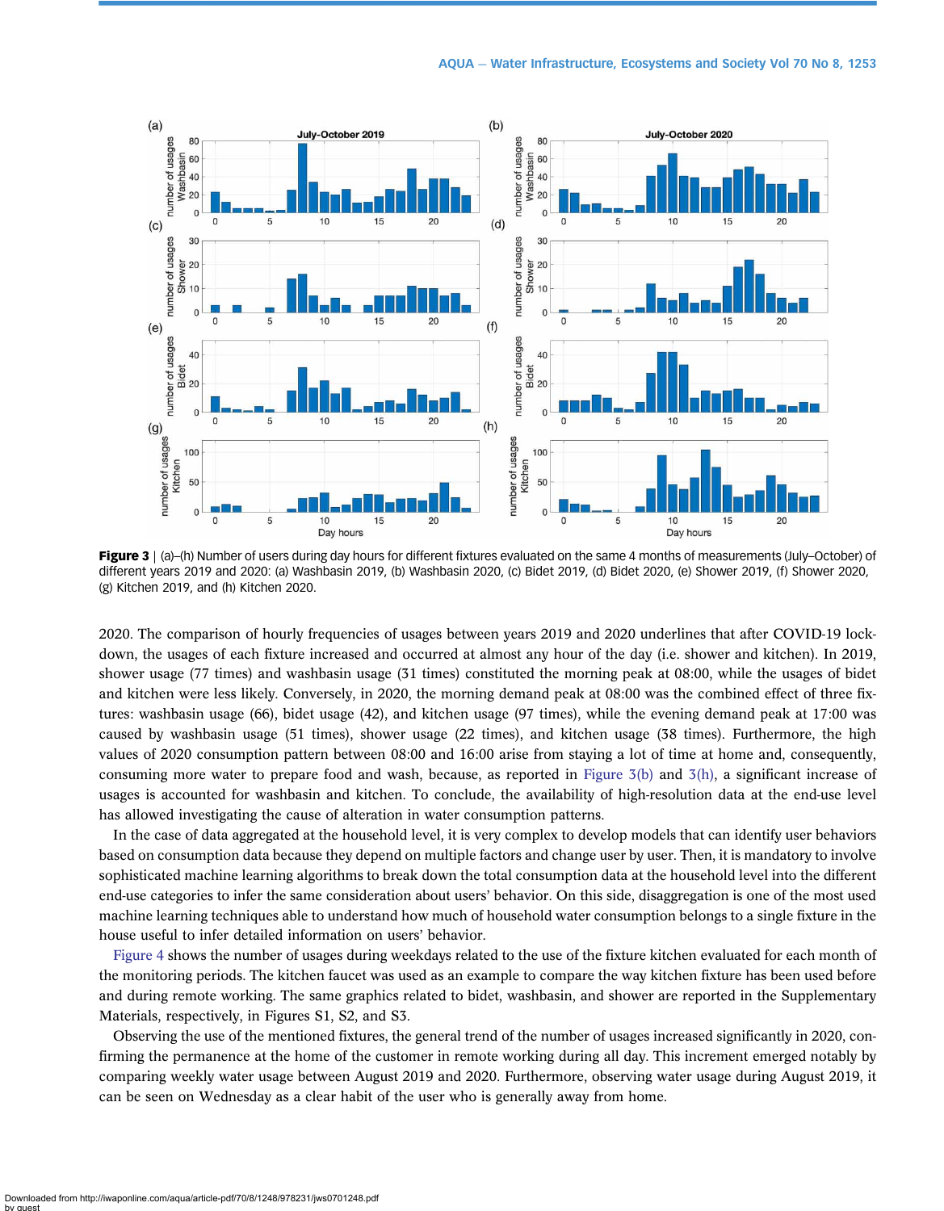**Figure 3** | (a)–(h) Number of users during day hours for different fixtures evaluated on the same 4 months of measurements (July–October) of different years 2019 and 2020: (a) Washbasin 2019, (b) Washbasin 2020, (c) Bidet 2019, (d) Bidet 2020, (e) Shower 2019, (f) Shower 2020, (g) Kitchen 2019, and (h) Kitchen 2020.

2020. The comparison of hourly frequencies of usages between years 2019 and 2020 underlines that after COVID-19 lockdown, the usages of each fixture increased and occurred at almost any hour of the day (i.e. shower and kitchen). In 2019, shower usage (77 times) and washbasin usage (31 times) constituted the morning peak at 08:00, while the usages of bidet and kitchen were less likely. Conversely, in 2020, the morning demand peak at 08:00 was the combined effect of three fixtures: washbasin usage (66), bidet usage (42), and kitchen usage (97 times), while the evening demand peak at 17:00 was caused by washbasin usage (51 times), shower usage (22 times), and kitchen usage (38 times). Furthermore, the high values of 2020 consumption pattern between 08:00 and 16:00 arise from staying a lot of time at home and, consequently, consuming more water to prepare food and wash, because, as reported in Figure 3(b) and 3(h), a significant increase of usages is accounted for washbasin and kitchen. To conclude, the availability of high-resolution data at the end-use level has allowed investigating the cause of alteration in water consumption patterns.

In the case of data aggregated at the household level, it is very complex to develop models that can identify user behaviors based on consumption data because they depend on multiple factors and change user by user. Then, it is mandatory to involve sophisticated machine learning algorithms to break down the total consumption data at the household level into the different end-use categories to infer the same consideration about users' behavior. On this side, disaggregation is one of the most used machine learning techniques able to understand how much of household water consumption belongs to a single fixture in the house useful to infer detailed information on users' behavior.

Figure 4 shows the number of usages during weekdays related to the use of the fixture kitchen evaluated for each month of the monitoring periods. The kitchen faucet was used as an example to compare the way kitchen fixture has been used before and during remote working. The same graphics related to bidet, washbasin, and shower are reported in the Supplementary Materials, respectively, in Figures S1, S2, and S3.

Observing the use of the mentioned fixtures, the general trend of the number of usages increased significantly in 2020, confirming the permanence at the home of the customer in remote working during all day. This increment emerged notably by comparing weekly water usage between August 2019 and 2020. Furthermore, observing water usage during August 2019, it can be seen on Wednesday as a clear habit of the user who is generally away from home.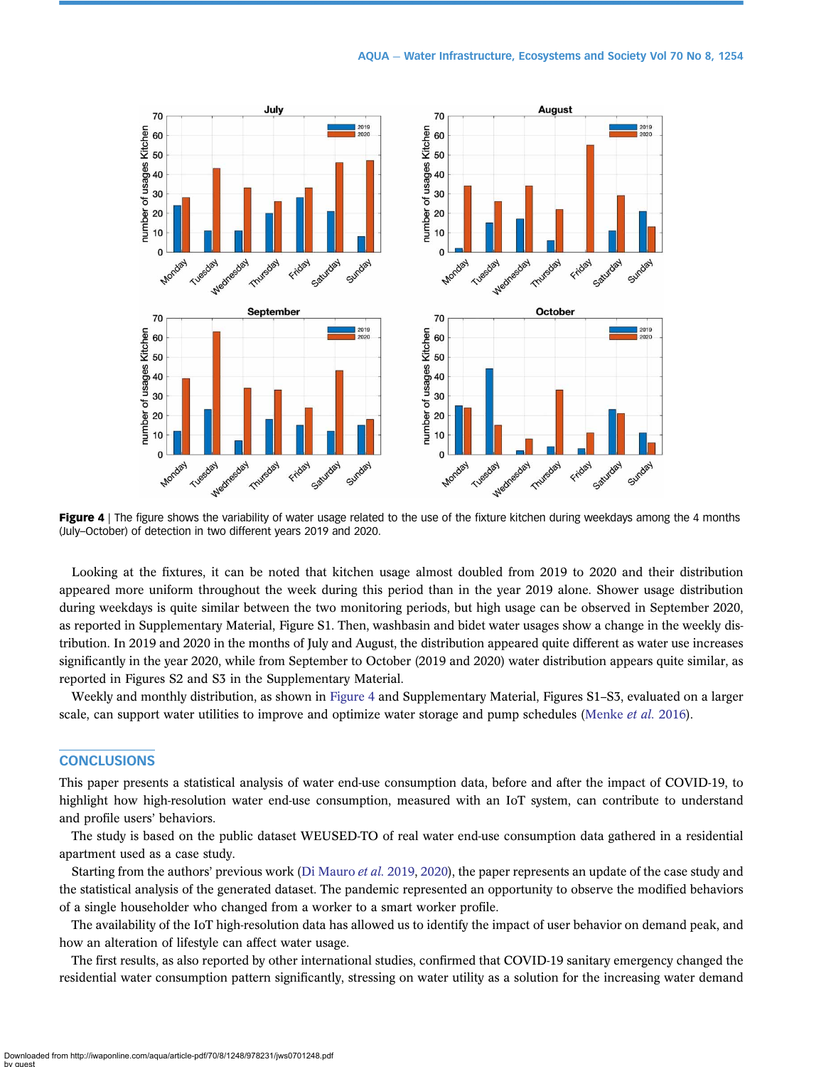**Figure 4** | The figure shows the variability of water usage related to the use of the fixture kitchen during weekdays among the 4 months (July–October) of detection in two different years 2019 and 2020.

Looking at the fixtures, it can be noted that kitchen usage almost doubled from 2019 to 2020 and their distribution appeared more uniform throughout the week during this period than in the year 2019 alone. Shower usage distribution during weekdays is quite similar between the two monitoring periods, but high usage can be observed in September 2020, as reported in Supplementary Material, Figure S1. Then, washbasin and bidet water usages show a change in the weekly distribution. In 2019 and 2020 in the months of July and August, the distribution appeared quite different as water use increases significantly in the year 2020, while from September to October (2019 and 2020) water distribution appears quite similar, as reported in Figures S2 and S3 in the Supplementary Material.

Weekly and monthly distribution, as shown in Figure 4 and Supplementary Material, Figures S1–S3, evaluated on a larger scale, can support water utilities to improve and optimize water storage and pump schedules (Menke *et al.* 2016).

## CONCLUSIONS

This paper presents a statistical analysis of water end-use consumption data, before and after the impact of COVID-19, to highlight how high-resolution water end-use consumption, measured with an IoT system, can contribute to understand and profile users' behaviors.

The study is based on the public dataset WEUSED-TO of real water end-use consumption data gathered in a residential apartment used as a case study.

Starting from the authors' previous work (Di Mauro *et al.* 2019, 2020), the paper represents an update of the case study and the statistical analysis of the generated dataset. The pandemic represented an opportunity to observe the modified behaviors of a single householder who changed from a worker to a smart worker profile.

The availability of the IoT high-resolution data has allowed us to identify the impact of user behavior on demand peak, and how an alteration of lifestyle can affect water usage.

The first results, as also reported by other international studies, confirmed that COVID-19 sanitary emergency changed the residential water consumption pattern significantly, stressing on water utility as a solution for the increasing water demand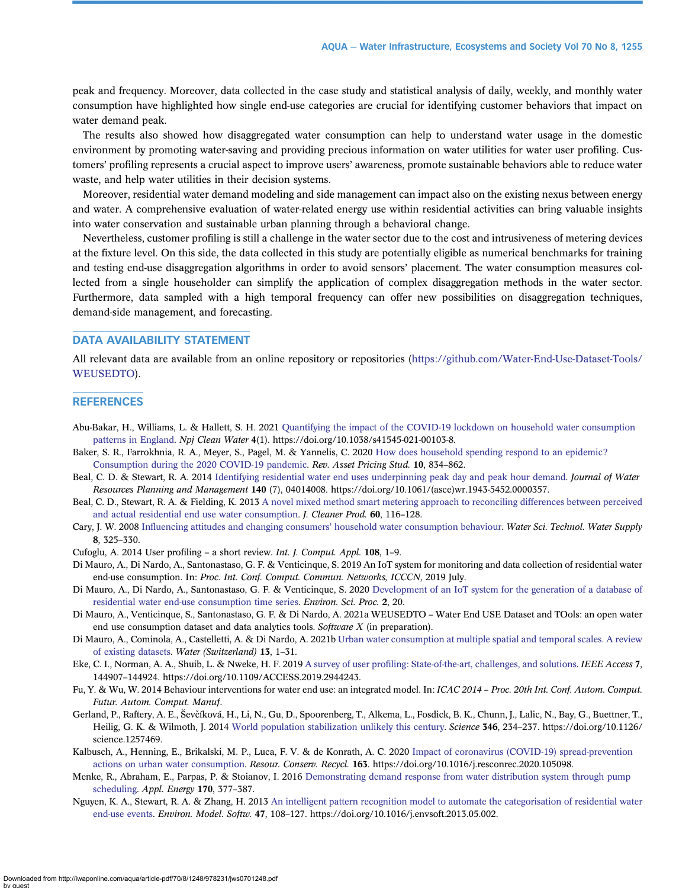peak and frequency. Moreover, data collected in the case study and statistical analysis of daily, weekly, and monthly water consumption have highlighted how single end-use categories are crucial for identifying customer behaviors that impact on water demand peak.

The results also showed how disaggregated water consumption can help to understand water usage in the domestic environment by promoting water-saving and providing precious information on water utilities for water user profiling. Customers' profiling represents a crucial aspect to improve users' awareness, promote sustainable behaviors able to reduce water waste, and help water utilities in their decision systems.

Moreover, residential water demand modeling and side management can impact also on the existing nexus between energy and water. A comprehensive evaluation of water-related energy use within residential activities can bring valuable insights into water conservation and sustainable urban planning through a behavioral change.

Nevertheless, customer profiling is still a challenge in the water sector due to the cost and intrusiveness of metering devices at the fixture level. On this side, the data collected in this study are potentially eligible as numerical benchmarks for training and testing end-use disaggregation algorithms in order to avoid sensors' placement. The water consumption measures collected from a single householder can simplify the application of complex disaggregation methods in the water sector. Furthermore, data sampled with a high temporal frequency can offer new possibilities on disaggregation techniques, demand-side management, and forecasting.

## DATA AVAILABILITY STATEMENT

All relevant data are available from an online repository or repositories (https://github.com/Water-End-Use-Dataset-Tools/WEUSEDTO).

## REFERENCES

Abu-Bakar, H., Williams, L. & Hallett, S. H. 2021 Quantifying the impact of the COVID-19 lockdown on household water consumption patterns in England. *Npj Clean Water* **4**(1). https://doi.org/10.1038/s41545-021-00103-8.

Baker, S. R., Farrokhnia, R. A., Meyer, S., Pagel, M. & Yannelis, C. 2020 How does household spending respond to an epidemic? Consumption during the 2020 COVID-19 pandemic. *Rev. Asset Pricing Stud.* **10**, 834–862.

Beal, C. D. & Stewart, R. A. 2014 Identifying residential water end uses underpinning peak day and peak hour demand. *Journal of Water Resources Planning and Management* **140** (7), 04014008. https://doi.org/10.1061/(asce)wr.1943-5452.0000357.

Beal, C. D., Stewart, R. A. & Fielding, K. 2013 A novel mixed method smart metering approach to reconciling differences between perceived and actual residential end use water consumption. *J. Cleaner Prod.* **60**, 116–128.

Cary, J. W. 2008 Influencing attitudes and changing consumers' household water consumption behaviour. *Water Sci. Technol. Water Supply* **8**, 325–330.

Cufoglu, A. 2014 User profiling – a short review. *Int. J. Comput. Appl.* **108**, 1–9.

Di Mauro, A., Di Nardo, A., Santonastaso, G. F. & Venticinque, S. 2019 An IoT system for monitoring and data collection of residential water end-use consumption. In: *Proc. Int. Conf. Comput. Commun. Networks, ICCCN*, 2019 July.

Di Mauro, A., Di Nardo, A., Santonastaso, G. F. & Venticinque, S. 2020 Development of an IoT system for the generation of a database of residential water end-use consumption time series. *Environ. Sci. Proc.* **2**, 20.

Di Mauro, A., Venticinque, S., Santonastaso, G. F. & Di Nardo, A. 2021a WEUSEDTO – Water End USE Dataset and TOols: an open water end use consumption dataset and data analytics tools. *Software X* (in preparation).

Di Mauro, A., Cominola, A., Castelletti, A. & Di Nardo, A. 2021b Urban water consumption at multiple spatial and temporal scales. A review of existing datasets. *Water (Switzerland)* **13**, 1–31.

Eke, C. I., Norman, A. A., Shuib, L. & Nweke, H. F. 2019 A survey of user profiling: State-of-the-art, challenges, and solutions. *IEEE Access* **7**, 144907–144924. https://doi.org/10.1109/ACCESS.2019.2944243.

Fu, Y. & Wu, W. 2014 Behaviour interventions for water end use: an integrated model. In: *ICAC 2014 – Proc. 20th Int. Conf. Autom. Comput. Futur. Autom. Comput. Manuf*.

Gerland, P., Raftery, A. E., Ševčíková, H., Li, N., Gu, D., Spoorenberg, T., Alkema, L., Fosdick, B. K., Chunn, J., Lalic, N., Bay, G., Buettner, T., Heilig, G. K. & Wilmoth, J. 2014 World population stabilization unlikely this century. *Science* **346**, 234–237. https://doi.org/10.1126/science.1257469.

Kalbusch, A., Henning, E., Brikalski, M. P., Luca, F. V. & de Konrath, A. C. 2020 Impact of coronavirus (COVID-19) spread-prevention actions on urban water consumption. *Resour. Conserv. Recycl.* **163**. https://doi.org/10.1016/j.resconrec.2020.105098.

Menke, R., Abraham, E., Parpas, P. & Stoianov, I. 2016 Demonstrating demand response from water distribution system through pump scheduling. *Appl. Energy* **170**, 377–387.

Nguyen, K. A., Stewart, R. A. & Zhang, H. 2013 An intelligent pattern recognition model to automate the categorisation of residential water end-use events. *Environ. Model. Softw.* **47**, 108–127. https://doi.org/10.1016/j.envsoft.2013.05.002.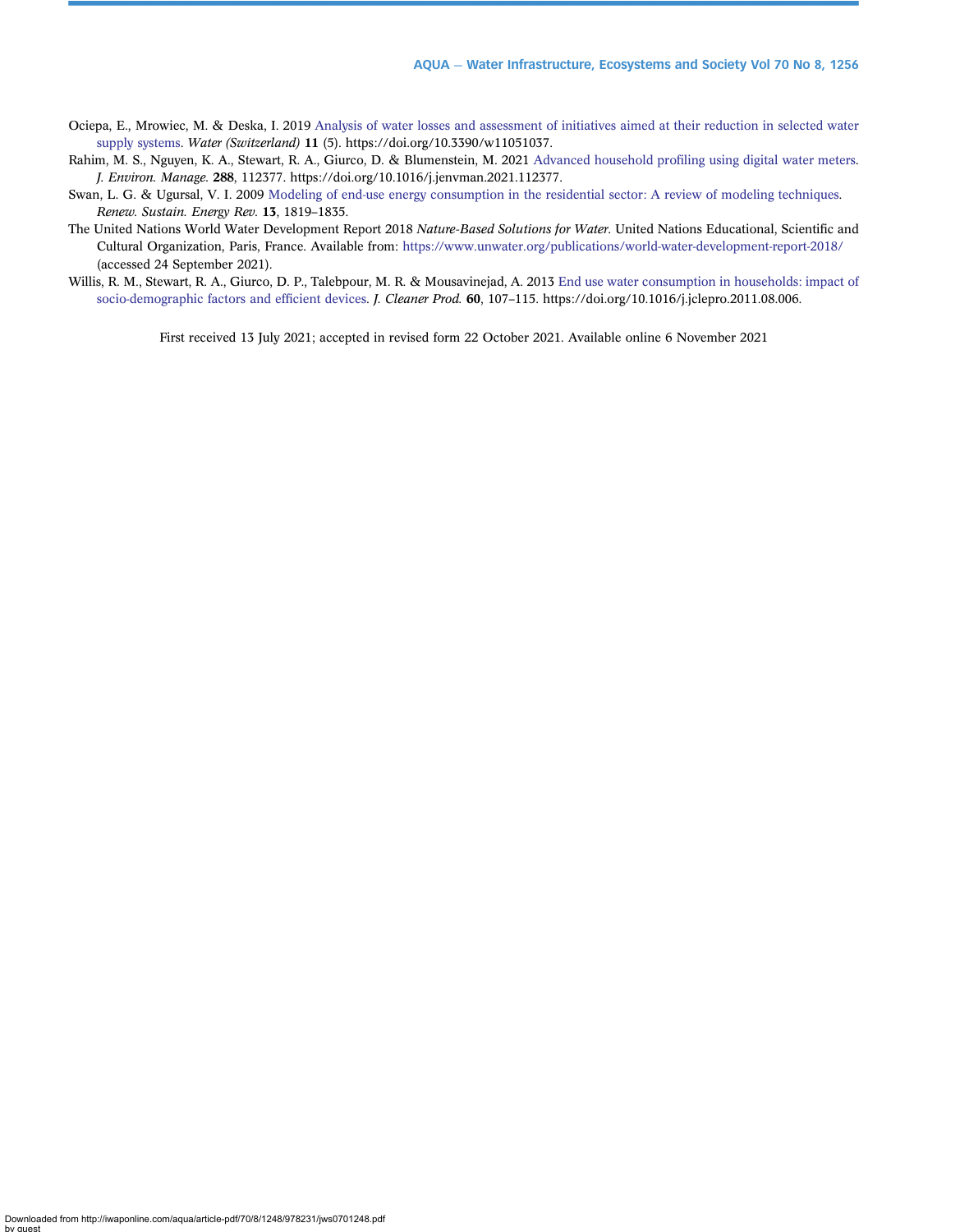Ociepa, E., Mrowiec, M. & Deska, I. 2019 Analysis of water losses and assessment of initiatives aimed at their reduction in selected water supply systems. *Water (Switzerland)* **11** (5). https://doi.org/10.3390/w11051037.

Rahim, M. S., Nguyen, K. A., Stewart, R. A., Giurco, D. & Blumenstein, M. 2021 Advanced household profiling using digital water meters. *J. Environ. Manage.* **288**, 112377. https://doi.org/10.1016/j.jenvman.2021.112377.

Swan, L. G. & Ugursal, V. I. 2009 Modeling of end-use energy consumption in the residential sector: A review of modeling techniques. *Renew. Sustain. Energy Rev.* **13**, 1819–1835.

The United Nations World Water Development Report 2018 *Nature-Based Solutions for Water*. United Nations Educational, Scientific and Cultural Organization, Paris, France. Available from: https://www.unwater.org/publications/world-water-development-report-2018/ (accessed 24 September 2021).

Willis, R. M., Stewart, R. A., Giurco, D. P., Talebpour, M. R. & Mousavinejad, A. 2013 End use water consumption in households: impact of socio-demographic factors and efficient devices. *J. Cleaner Prod.* **60**, 107–115. https://doi.org/10.1016/j.jclepro.2011.08.006.

First received 13 July 2021; accepted in revised form 22 October 2021. Available online 6 November 2021